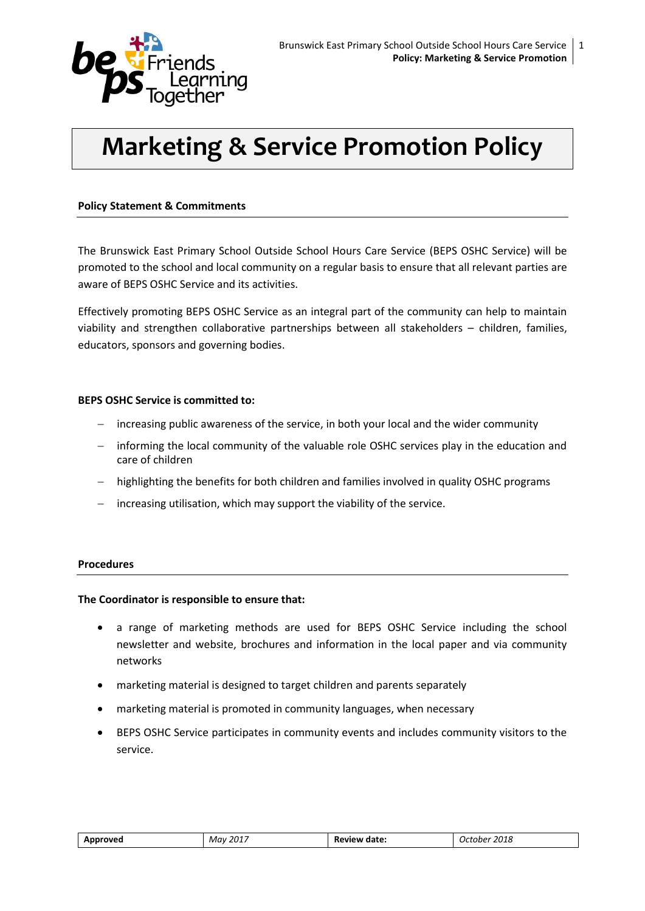# Marketing & Service Promotion Policy

## Policy Statement & Commitments

The Brunswick East Primary School Outside School Hours Care Service (BEPS OSHC Service) will be promoted to the school and local community on a regular basis to ensure that all relevant parties are aware of BEPS OSHC Service and its activities.

Effectively promoting BEPS OSHC Service as an integral part of the community can help to maintain viability and strengthen collaborative partnerships between all stakeholders – children, families, educators, sponsors and governing bodies.

**BEPS OSHC Service is committed to:**

- increasing public awareness of the service, in both your local and the wider community
- informing the local community of the valuable role OSHC services play in the education and care of children
- highlighting the benefits for both children and families involved in quality OSHC programs
- increasing utilisation, which may support the viability of the service.

## Procedures

**The Coordinator is responsible to ensure that:**

- a range of marketing methods are used for BEPS OSHC Service including the school newsletter and website, brochures and information in the local paper and via community networks
- marketing material is designed to target children and parents separately
- marketing material is promoted in community languages, when necessary
- BEPS OSHC Service participates in community events and includes community visitors to the service.

| Approved | *May 2017* | Review date: | *October 2018* |
|---|---|---|---|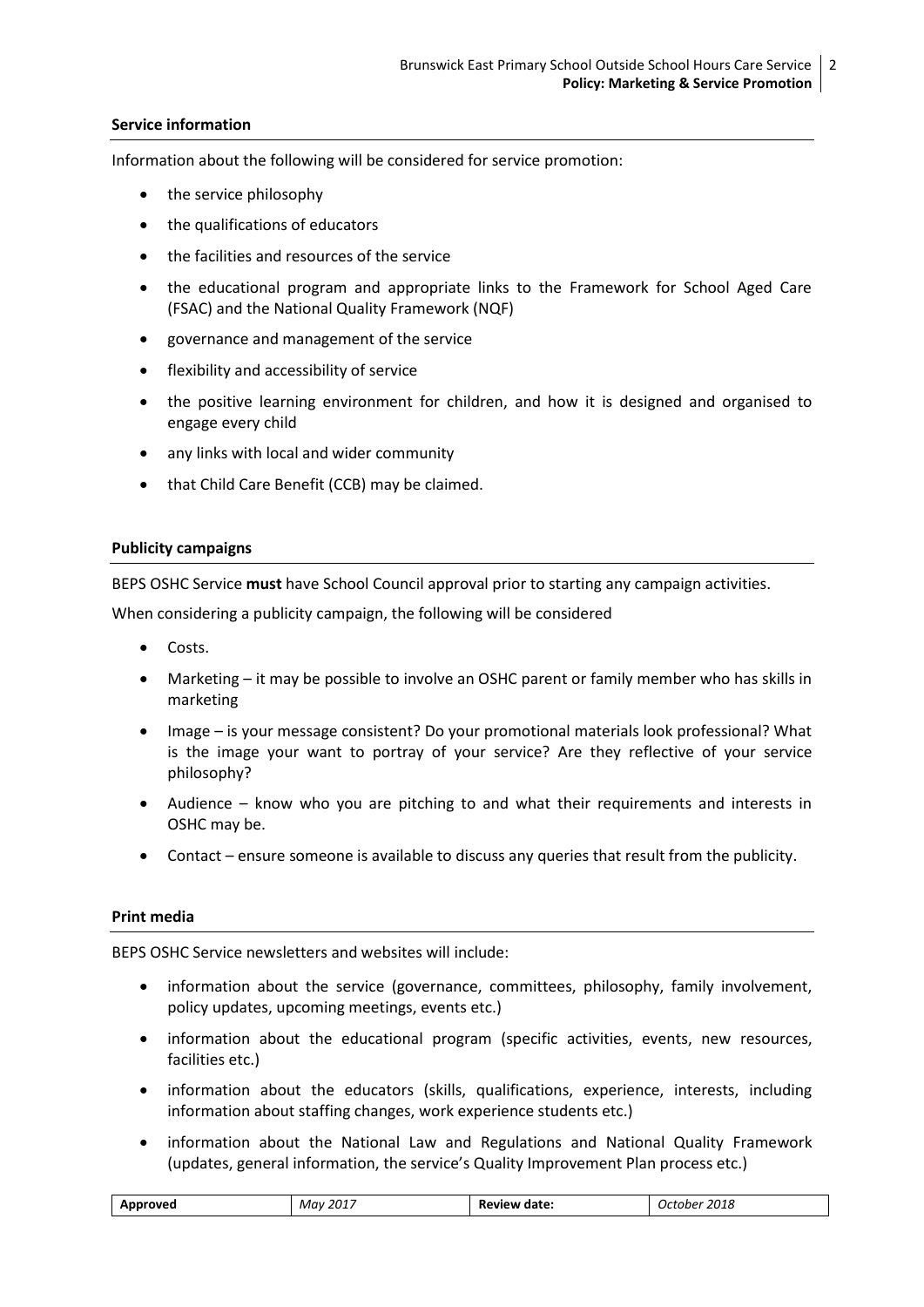**Service information**

Information about the following will be considered for service promotion:

- the service philosophy
- the qualifications of educators
- the facilities and resources of the service
- the educational program and appropriate links to the Framework for School Aged Care (FSAC) and the National Quality Framework (NQF)
- governance and management of the service
- flexibility and accessibility of service
- the positive learning environment for children, and how it is designed and organised to engage every child
- any links with local and wider community
- that Child Care Benefit (CCB) may be claimed.

**Publicity campaigns**

BEPS OSHC Service **must** have School Council approval prior to starting any campaign activities.

When considering a publicity campaign, the following will be considered

- Costs.
- Marketing – it may be possible to involve an OSHC parent or family member who has skills in marketing
- Image – is your message consistent? Do your promotional materials look professional? What is the image your want to portray of your service? Are they reflective of your service philosophy?
- Audience – know who you are pitching to and what their requirements and interests in OSHC may be.
- Contact – ensure someone is available to discuss any queries that result from the publicity.

**Print media**

BEPS OSHC Service newsletters and websites will include:

- information about the service (governance, committees, philosophy, family involvement, policy updates, upcoming meetings, events etc.)
- information about the educational program (specific activities, events, new resources, facilities etc.)
- information about the educators (skills, qualifications, experience, interests, including information about staffing changes, work experience students etc.)
- information about the National Law and Regulations and National Quality Framework (updates, general information, the service's Quality Improvement Plan process etc.)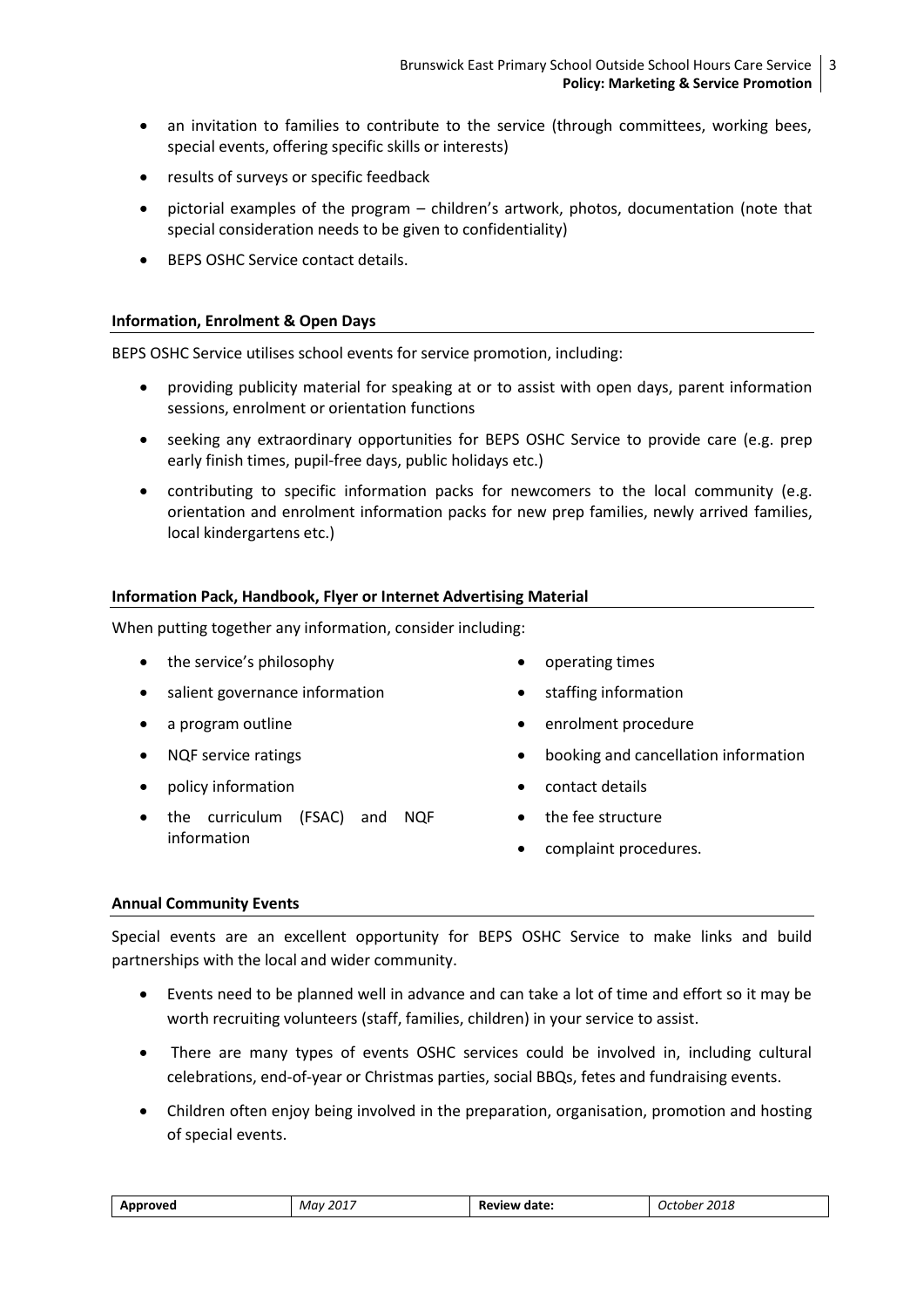- an invitation to families to contribute to the service (through committees, working bees, special events, offering specific skills or interests)
- results of surveys or specific feedback
- pictorial examples of the program – children's artwork, photos, documentation (note that special consideration needs to be given to confidentiality)
- BEPS OSHC Service contact details.

#### Information, Enrolment & Open Days

BEPS OSHC Service utilises school events for service promotion, including:

- providing publicity material for speaking at or to assist with open days, parent information sessions, enrolment or orientation functions
- seeking any extraordinary opportunities for BEPS OSHC Service to provide care (e.g. prep early finish times, pupil-free days, public holidays etc.)
- contributing to specific information packs for newcomers to the local community (e.g. orientation and enrolment information packs for new prep families, newly arrived families, local kindergartens etc.)

#### Information Pack, Handbook, Flyer or Internet Advertising Material

When putting together any information, consider including:

- the service's philosophy
- salient governance information
- a program outline
- NQF service ratings
- policy information
- the curriculum (FSAC) and NQF information
- operating times
- staffing information
- enrolment procedure
- booking and cancellation information
- contact details
- the fee structure
- complaint procedures.

#### Annual Community Events

Special events are an excellent opportunity for BEPS OSHC Service to make links and build partnerships with the local and wider community.

- Events need to be planned well in advance and can take a lot of time and effort so it may be worth recruiting volunteers (staff, families, children) in your service to assist.
- There are many types of events OSHC services could be involved in, including cultural celebrations, end-of-year or Christmas parties, social BBQs, fetes and fundraising events.
- Children often enjoy being involved in the preparation, organisation, promotion and hosting of special events.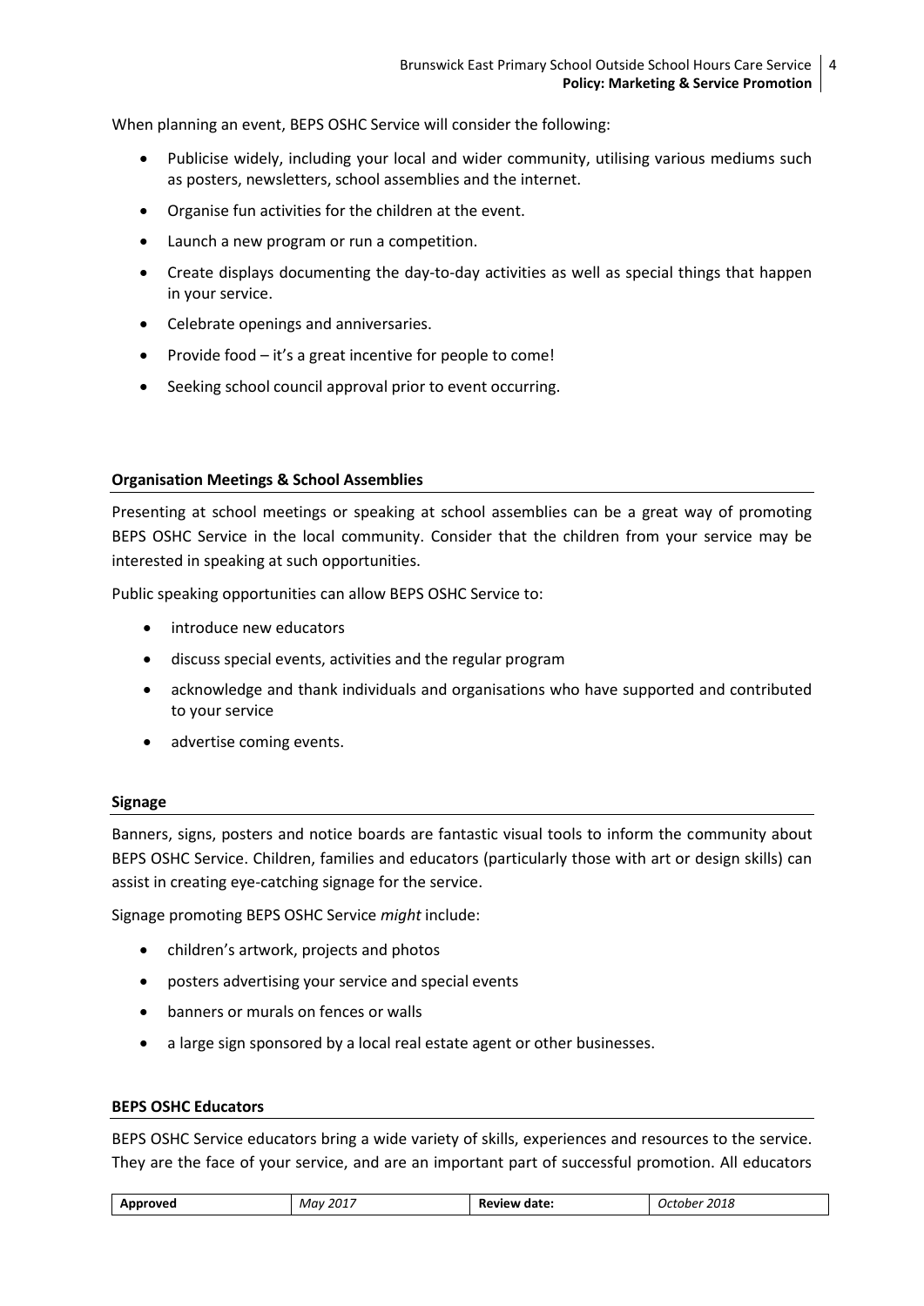When planning an event, BEPS OSHC Service will consider the following:

- Publicise widely, including your local and wider community, utilising various mediums such as posters, newsletters, school assemblies and the internet.
- Organise fun activities for the children at the event.
- Launch a new program or run a competition.
- Create displays documenting the day-to-day activities as well as special things that happen in your service.
- Celebrate openings and anniversaries.
- Provide food – it's a great incentive for people to come!
- Seeking school council approval prior to event occurring.

**Organisation Meetings & School Assemblies**

Presenting at school meetings or speaking at school assemblies can be a great way of promoting BEPS OSHC Service in the local community. Consider that the children from your service may be interested in speaking at such opportunities.

Public speaking opportunities can allow BEPS OSHC Service to:

- introduce new educators
- discuss special events, activities and the regular program
- acknowledge and thank individuals and organisations who have supported and contributed to your service
- advertise coming events.

**Signage**

Banners, signs, posters and notice boards are fantastic visual tools to inform the community about BEPS OSHC Service. Children, families and educators (particularly those with art or design skills) can assist in creating eye-catching signage for the service.

Signage promoting BEPS OSHC Service *might* include:

- children's artwork, projects and photos
- posters advertising your service and special events
- banners or murals on fences or walls
- a large sign sponsored by a local real estate agent or other businesses.

**BEPS OSHC Educators**

BEPS OSHC Service educators bring a wide variety of skills, experiences and resources to the service. They are the face of your service, and are an important part of successful promotion. All educators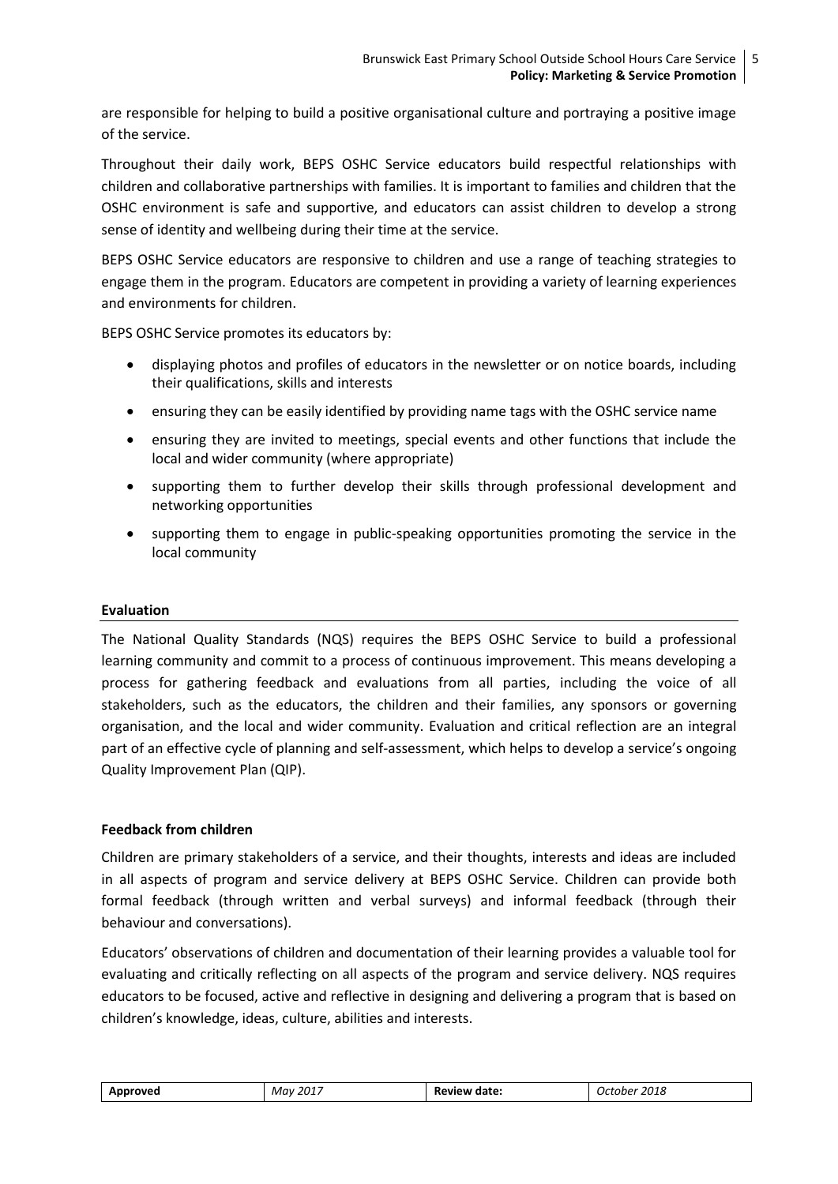are responsible for helping to build a positive organisational culture and portraying a positive image of the service.

Throughout their daily work, BEPS OSHC Service educators build respectful relationships with children and collaborative partnerships with families. It is important to families and children that the OSHC environment is safe and supportive, and educators can assist children to develop a strong sense of identity and wellbeing during their time at the service.

BEPS OSHC Service educators are responsive to children and use a range of teaching strategies to engage them in the program. Educators are competent in providing a variety of learning experiences and environments for children.

BEPS OSHC Service promotes its educators by:

- displaying photos and profiles of educators in the newsletter or on notice boards, including their qualifications, skills and interests
- ensuring they can be easily identified by providing name tags with the OSHC service name
- ensuring they are invited to meetings, special events and other functions that include the local and wider community (where appropriate)
- supporting them to further develop their skills through professional development and networking opportunities
- supporting them to engage in public-speaking opportunities promoting the service in the local community

**Evaluation**

The National Quality Standards (NQS) requires the BEPS OSHC Service to build a professional learning community and commit to a process of continuous improvement. This means developing a process for gathering feedback and evaluations from all parties, including the voice of all stakeholders, such as the educators, the children and their families, any sponsors or governing organisation, and the local and wider community. Evaluation and critical reflection are an integral part of an effective cycle of planning and self-assessment, which helps to develop a service's ongoing Quality Improvement Plan (QIP).

**Feedback from children**

Children are primary stakeholders of a service, and their thoughts, interests and ideas are included in all aspects of program and service delivery at BEPS OSHC Service. Children can provide both formal feedback (through written and verbal surveys) and informal feedback (through their behaviour and conversations).

Educators' observations of children and documentation of their learning provides a valuable tool for evaluating and critically reflecting on all aspects of the program and service delivery. NQS requires educators to be focused, active and reflective in designing and delivering a program that is based on children's knowledge, ideas, culture, abilities and interests.

| Approved | May 2017 | Review date: | October 2018 |
|---|---|---|---|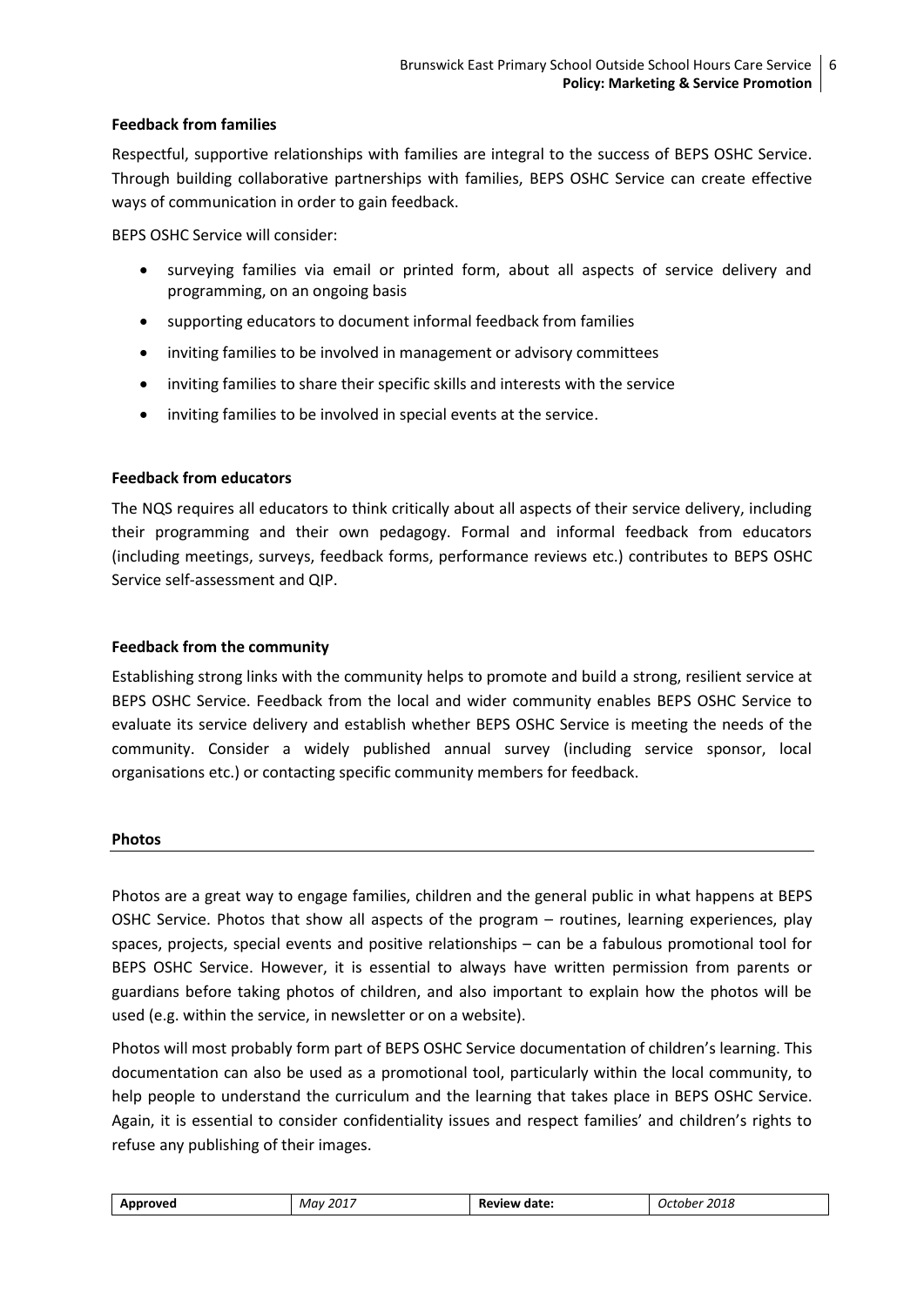**Feedback from families**

Respectful, supportive relationships with families are integral to the success of BEPS OSHC Service. Through building collaborative partnerships with families, BEPS OSHC Service can create effective ways of communication in order to gain feedback.

BEPS OSHC Service will consider:

- surveying families via email or printed form, about all aspects of service delivery and programming, on an ongoing basis
- supporting educators to document informal feedback from families
- inviting families to be involved in management or advisory committees
- inviting families to share their specific skills and interests with the service
- inviting families to be involved in special events at the service.

**Feedback from educators**

The NQS requires all educators to think critically about all aspects of their service delivery, including their programming and their own pedagogy. Formal and informal feedback from educators (including meetings, surveys, feedback forms, performance reviews etc.) contributes to BEPS OSHC Service self-assessment and QIP.

**Feedback from the community**

Establishing strong links with the community helps to promote and build a strong, resilient service at BEPS OSHC Service. Feedback from the local and wider community enables BEPS OSHC Service to evaluate its service delivery and establish whether BEPS OSHC Service is meeting the needs of the community. Consider a widely published annual survey (including service sponsor, local organisations etc.) or contacting specific community members for feedback.

## Photos

Photos are a great way to engage families, children and the general public in what happens at BEPS OSHC Service. Photos that show all aspects of the program – routines, learning experiences, play spaces, projects, special events and positive relationships – can be a fabulous promotional tool for BEPS OSHC Service. However, it is essential to always have written permission from parents or guardians before taking photos of children, and also important to explain how the photos will be used (e.g. within the service, in newsletter or on a website).

Photos will most probably form part of BEPS OSHC Service documentation of children's learning. This documentation can also be used as a promotional tool, particularly within the local community, to help people to understand the curriculum and the learning that takes place in BEPS OSHC Service. Again, it is essential to consider confidentiality issues and respect families' and children's rights to refuse any publishing of their images.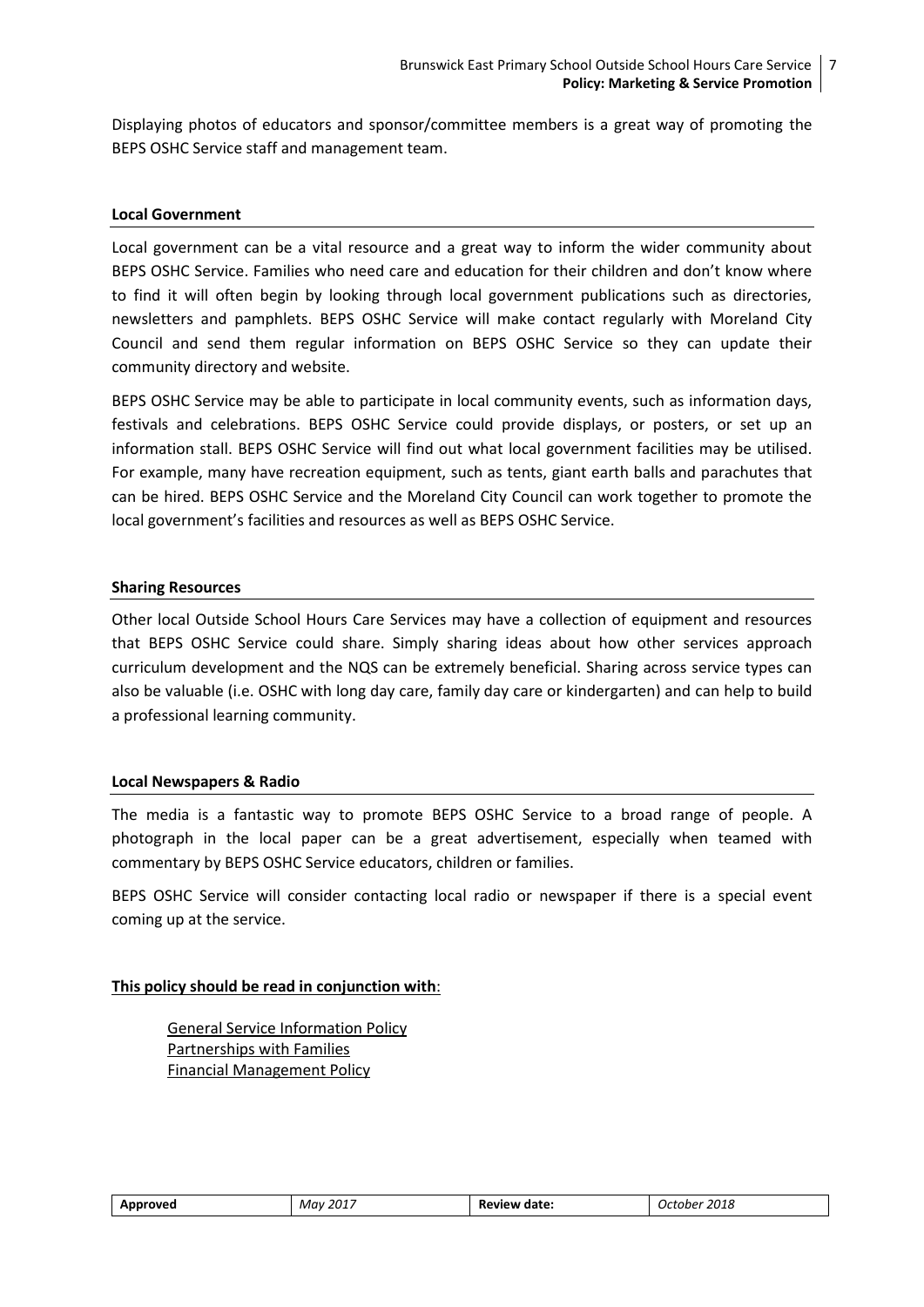Displaying photos of educators and sponsor/committee members is a great way of promoting the BEPS OSHC Service staff and management team.

**Local Government**

Local government can be a vital resource and a great way to inform the wider community about BEPS OSHC Service. Families who need care and education for their children and don't know where to find it will often begin by looking through local government publications such as directories, newsletters and pamphlets. BEPS OSHC Service will make contact regularly with Moreland City Council and send them regular information on BEPS OSHC Service so they can update their community directory and website.

BEPS OSHC Service may be able to participate in local community events, such as information days, festivals and celebrations. BEPS OSHC Service could provide displays, or posters, or set up an information stall. BEPS OSHC Service will find out what local government facilities may be utilised. For example, many have recreation equipment, such as tents, giant earth balls and parachutes that can be hired. BEPS OSHC Service and the Moreland City Council can work together to promote the local government's facilities and resources as well as BEPS OSHC Service.

**Sharing Resources**

Other local Outside School Hours Care Services may have a collection of equipment and resources that BEPS OSHC Service could share. Simply sharing ideas about how other services approach curriculum development and the NQS can be extremely beneficial. Sharing across service types can also be valuable (i.e. OSHC with long day care, family day care or kindergarten) and can help to build a professional learning community.

**Local Newspapers & Radio**

The media is a fantastic way to promote BEPS OSHC Service to a broad range of people. A photograph in the local paper can be a great advertisement, especially when teamed with commentary by BEPS OSHC Service educators, children or families.

BEPS OSHC Service will consider contacting local radio or newspaper if there is a special event coming up at the service.

**This policy should be read in conjunction with**:

General Service Information Policy
Partnerships with Families
Financial Management Policy

| **Approved** | *May 2017* | **Review date:** | *October 2018* |
|---|---|---|---|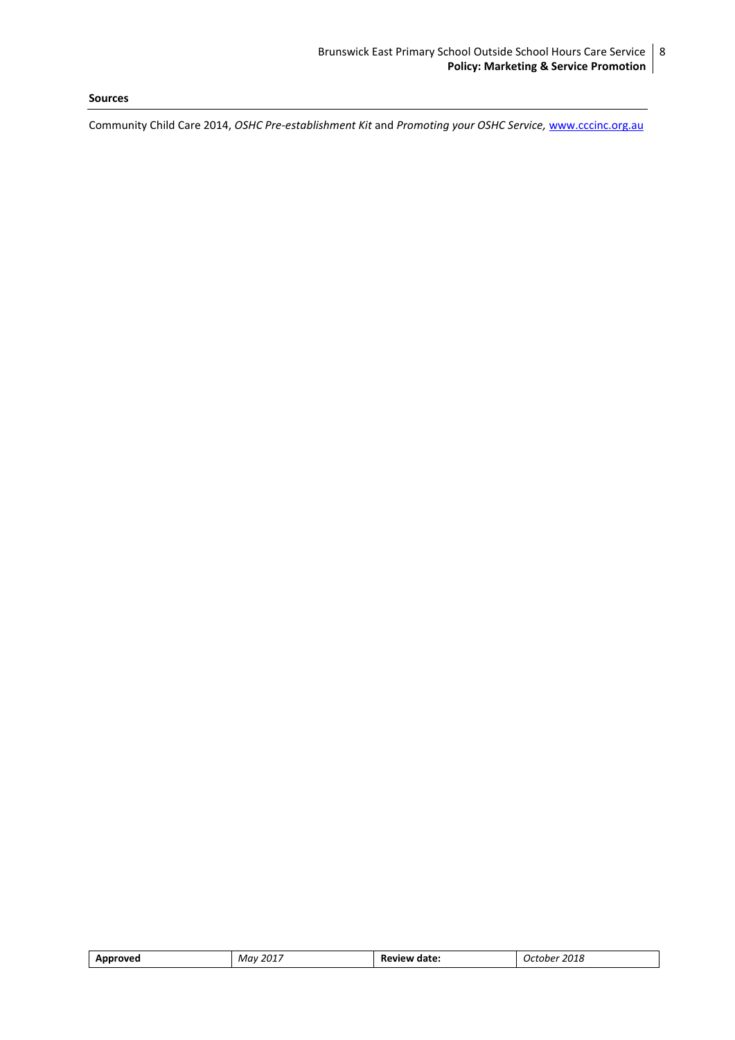**Sources**

Community Child Care 2014, *OSHC Pre-establishment Kit* and *Promoting your OSHC Service,* www.cccinc.org.au

| | | | |
|---|---|---|---|
| **Approved** | *May 2017* | **Review date:** | *October 2018* |